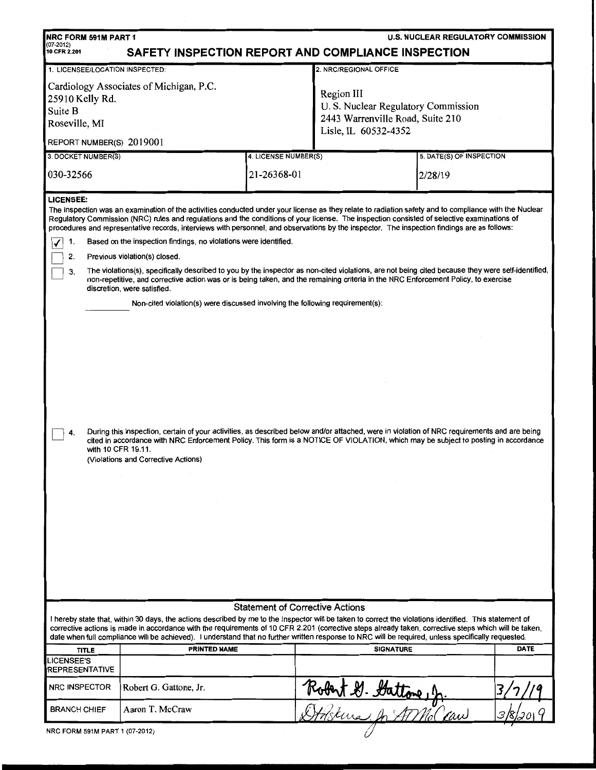NRC FORM 591M PART 1
(07-2012)
10 CFR 2.201

U.S. NUCLEAR REGULATORY COMMISSION

# SAFETY INSPECTION REPORT AND COMPLIANCE INSPECTION

| 1. LICENSEE/LOCATION INSPECTED: | 2. NRC/REGIONAL OFFICE |
|---|---|
| Cardiology Associates of Michigan, P.C.<br>25910 Kelly Rd.<br>Suite B<br>Roseville, MI<br><br>REPORT NUMBER(S) 2019001 | Region III<br>U. S. Nuclear Regulatory Commission<br>2443 Warrenville Road, Suite 210<br>Lisle, IL 60532-4352 |

| 3. DOCKET NUMBER(S) | 4. LICENSE NUMBER(S) | 5. DATE(S) OF INSPECTION |
|---|---|---|
| 030-32566 | 21-26368-01 | 2/28/19 |

**LICENSEE:**

The inspection was an examination of the activities conducted under your license as they relate to radiation safety and to compliance with the Nuclear Regulatory Commission (NRC) rules and regulations and the conditions of your license. The inspection consisted of selective examinations of procedures and representative records, interviews with personnel, and observations by the inspector. The inspection findings are as follows:

- [x] 1. Based on the inspection findings, no violations were identified.
- [ ] 2. Previous violation(s) closed.
- [ ] 3. The violations(s), specifically described to you by the inspector as non-cited violations, are not being cited because they were self-identified, non-repetitive, and corrective action was or is being taken, and the remaining criteria in the NRC Enforcement Policy, to exercise discretion, were satisfied.

  ________ Non-cited violation(s) were discussed involving the following requirement(s):

- [ ] 4. During this inspection, certain of your activities, as described below and/or attached, were in violation of NRC requirements and are being cited in accordance with NRC Enforcement Policy. This form is a NOTICE OF VIOLATION, which may be subject to posting in accordance with 10 CFR 19.11.

  (Violations and Corrective Actions)

## Statement of Corrective Actions

I hereby state that, within 30 days, the actions described by me to the Inspector will be taken to correct the violations identified. This statement of corrective actions is made in accordance with the requirements of 10 CFR 2.201 (corrective steps already taken, corrective steps which will be taken, date when full compliance will be achieved). I understand that no further written response to NRC will be required, unless specifically requested.

| TITLE | PRINTED NAME | SIGNATURE | DATE |
|---|---|---|---|
| LICENSEE'S REPRESENTATIVE | | | |
| NRC INSPECTOR | Robert G. Gattone, Jr. | Robert G. Gattone, Jr. | 3/7/19 |
| BRANCH CHIEF | Aaron T. McCraw | D. Hiskura for ATMcCraw | 3/8/2019 |

NRC FORM 591M PART 1 (07-2012)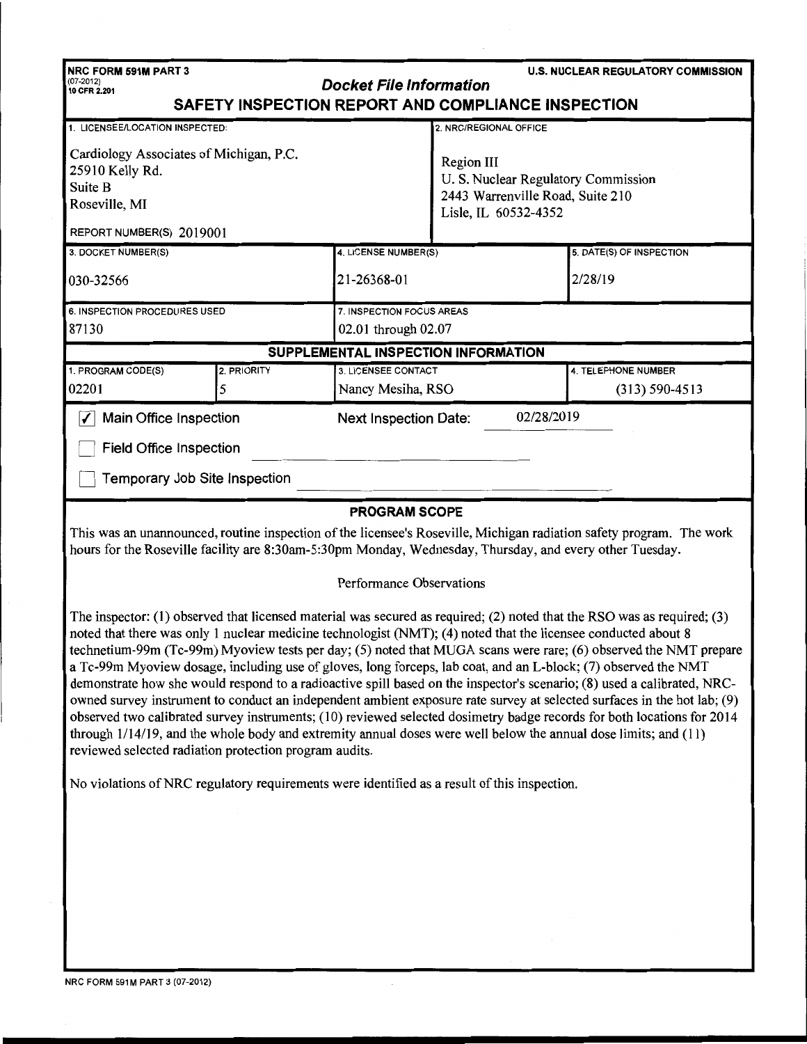NRC FORM 591M PART 3
(07-2012)
10 CFR 2.201

U.S. NUCLEAR REGULATORY COMMISSION

*Docket File Information*

## SAFETY INSPECTION REPORT AND COMPLIANCE INSPECTION

| 1. LICENSEE/LOCATION INSPECTED: | 2. NRC/REGIONAL OFFICE |
|---|---|
| Cardiology Associates of Michigan, P.C.<br>25910 Kelly Rd.<br>Suite B<br>Roseville, MI<br><br>REPORT NUMBER(S) 2019001 | Region III<br>U. S. Nuclear Regulatory Commission<br>2443 Warrenville Road, Suite 210<br>Lisle, IL 60532-4352 |

| 3. DOCKET NUMBER(S) | 4. LICENSE NUMBER(S) | 5. DATE(S) OF INSPECTION |
|---|---|---|
| 030-32566 | 21-26368-01 | 2/28/19 |

| 6. INSPECTION PROCEDURES USED | 7. INSPECTION FOCUS AREAS |
|---|---|
| 87130 | 02.01 through 02.07 |

### SUPPLEMENTAL INSPECTION INFORMATION

| 1. PROGRAM CODE(S) | 2. PRIORITY | 3. LICENSEE CONTACT | 4. TELEPHONE NUMBER |
|---|---|---|---|
| 02201 | 5 | Nancy Mesiha, RSO | (313) 590-4513 |

☑ Main Office Inspection    Next Inspection Date: 02/28/2019

☐ Field Office Inspection

☐ Temporary Job Site Inspection

### PROGRAM SCOPE

This was an unannounced, routine inspection of the licensee's Roseville, Michigan radiation safety program. The work hours for the Roseville facility are 8:30am-5:30pm Monday, Wednesday, Thursday, and every other Tuesday.

Performance Observations

The inspector: (1) observed that licensed material was secured as required; (2) noted that the RSO was as required; (3) noted that there was only 1 nuclear medicine technologist (NMT); (4) noted that the licensee conducted about 8 technetium-99m (Tc-99m) Myoview tests per day; (5) noted that MUGA scans were rare; (6) observed the NMT prepare a Tc-99m Myoview dosage, including use of gloves, long forceps, lab coat, and an L-block; (7) observed the NMT demonstrate how she would respond to a radioactive spill based on the inspector's scenario; (8) used a calibrated, NRC-owned survey instrument to conduct an independent ambient exposure rate survey at selected surfaces in the hot lab; (9) observed two calibrated survey instruments; (10) reviewed selected dosimetry badge records for both locations for 2014 through 1/14/19, and the whole body and extremity annual doses were well below the annual dose limits; and (11) reviewed selected radiation protection program audits.

No violations of NRC regulatory requirements were identified as a result of this inspection.